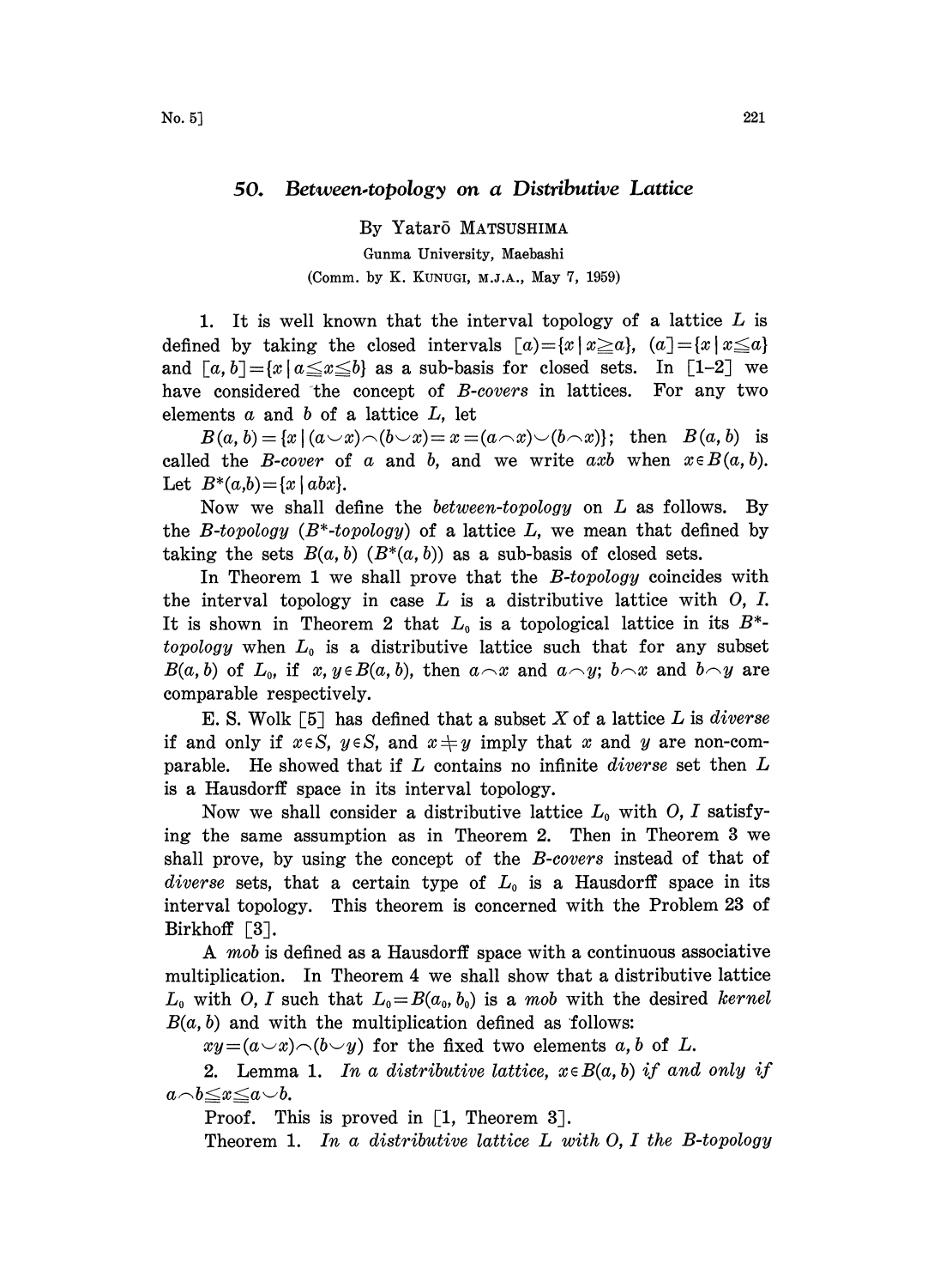# 50. Between-topology on a Distributive Lattice

By Yatarō MATSUSHIMA

Gunma University, Maebashi

(Comm. by K. KUNUGI, M.J.A., May 7, 1959)

1. It is well known that the interval topology of a lattice $L$ is defined by taking the closed intervals $[a)=\{x \mid x \geqq a\}$, $(a]=\{x \mid x \leqq a\}$ and $[a, b]=\{x \mid a \leqq x \leqq b\}$ as a sub-basis for closed sets. In [1–2] we have considered the concept of *B-covers* in lattices. For any two elements $a$ and $b$ of a lattice $L$, let

$B(a, b)=\{x \mid (a \smile x) \frown (b \smile x)=x=(a \frown x) \smile (b \frown x)\}$; then $B(a, b)$ is called the *B-cover* of $a$ and $b$, and we write $axb$ when $x \in B(a, b)$. Let $B^*(a,b)=\{x \mid abx\}$.

Now we shall define the *between-topology* on $L$ as follows. By the *B-topology* (*$B^*$-topology*) of a lattice $L$, we mean that defined by taking the sets $B(a, b)$ ($B^*(a, b)$) as a sub-basis of closed sets.

In Theorem 1 we shall prove that the *B-topology* coincides with the interval topology in case $L$ is a distributive lattice with $O$, $I$. It is shown in Theorem 2 that $L_0$ is a topological lattice in its *$B^*$-topology* when $L_0$ is a distributive lattice such that for any subset $B(a, b)$ of $L_0$, if $x, y \in B(a, b)$, then $a \frown x$ and $a \frown y$; $b \frown x$ and $b \frown y$ are comparable respectively.

E. S. Wolk [5] has defined that a subset $X$ of a lattice $L$ is *diverse* if and only if $x \in S$, $y \in S$, and $x \neq y$ imply that $x$ and $y$ are non-comparable. He showed that if $L$ contains no infinite *diverse* set then $L$ is a Hausdorff space in its interval topology.

Now we shall consider a distributive lattice $L_0$ with $O$, $I$ satisfying the same assumption as in Theorem 2. Then in Theorem 3 we shall prove, by using the concept of the *B-covers* instead of that of *diverse* sets, that a certain type of $L_0$ is a Hausdorff space in its interval topology. This theorem is concerned with the Problem 23 of Birkhoff [3].

A *mob* is defined as a Hausdorff space with a continuous associative multiplication. In Theorem 4 we shall show that a distributive lattice $L_0$ with $O$, $I$ such that $L_0=B(a_0, b_0)$ is a *mob* with the desired *kernel* $B(a, b)$ and with the multiplication defined as follows:

$xy=(a \smile x) \frown (b \smile y)$ for the fixed two elements $a, b$ of $L$.

2. Lemma 1. *In a distributive lattice, $x \in B(a, b)$ if and only if $a \frown b \leqq x \leqq a \smile b$.*

Proof. This is proved in [1, Theorem 3].

Theorem 1. *In a distributive lattice $L$ with $O$, $I$ the B-topology*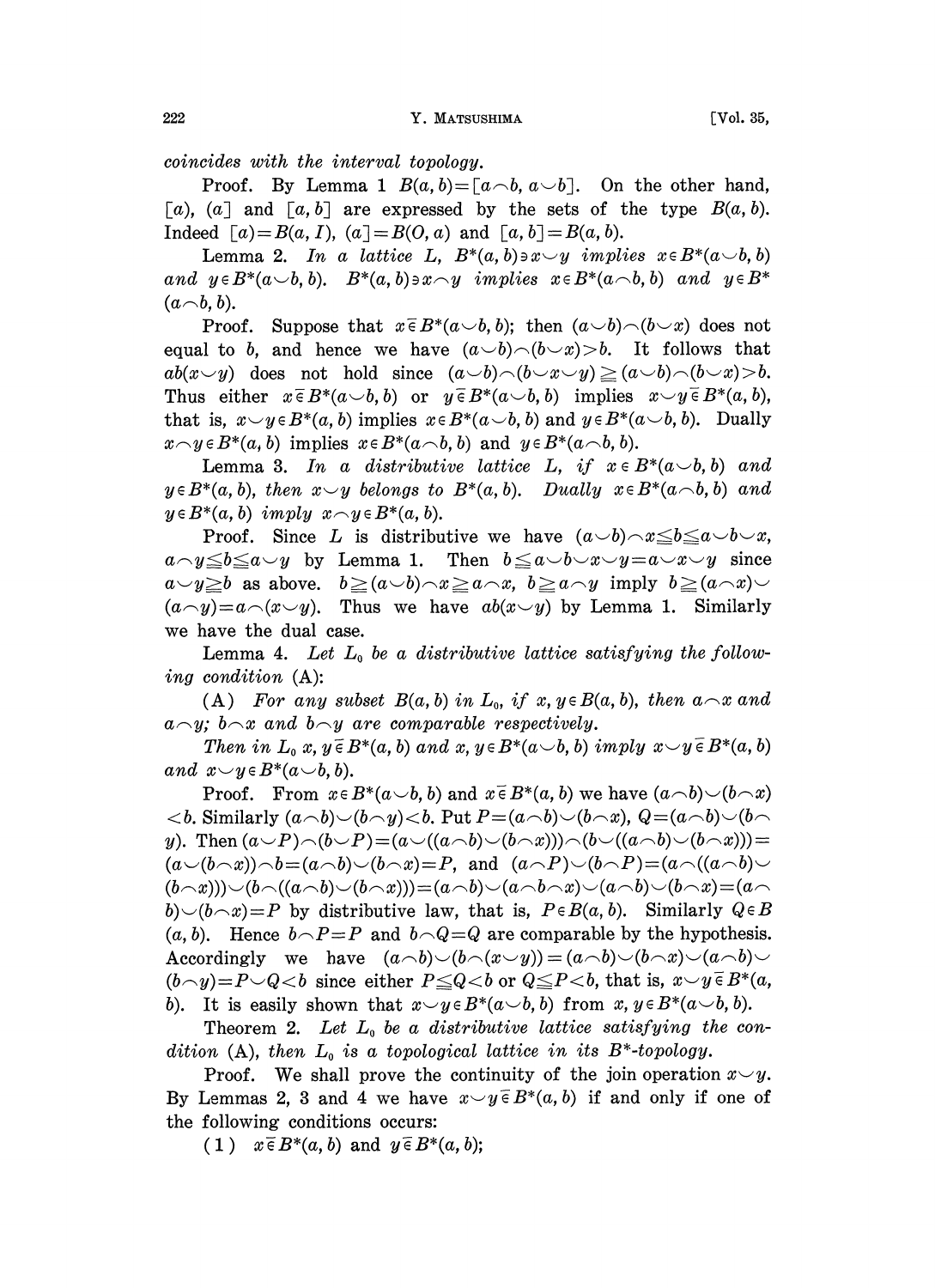*coincides with the interval topology.*

Proof. By Lemma 1 $B(a, b)=[a\frown b, a\smile b]$. On the other hand, $[a)$, $(a]$ and $[a, b]$ are expressed by the sets of the type $B(a, b)$. Indeed $[a)=B(a, I)$, $(a]=B(O, a)$ and $[a, b]=B(a, b)$.

Lemma 2. *In a lattice $L$, $B^*(a, b)\ni x\smile y$ implies $x\in B^*(a\smile b, b)$ and $y\in B^*(a\smile b, b)$. $B^*(a, b)\ni x\frown y$ implies $x\in B^*(a\frown b, b)$ and $y\in B^*(a\frown b, b)$.*

Proof. Suppose that $x\bar{\in} B^*(a\smile b, b)$; then $(a\smile b)\frown(b\smile x)$ does not equal to $b$, and hence we have $(a\smile b)\frown(b\smile x)>b$. It follows that $ab(x\smile y)$ does not hold since $(a\smile b)\frown(b\smile x\smile y)\geqq(a\smile b)\frown(b\smile x)>b$. Thus either $x\bar{\in} B^*(a\smile b, b)$ or $y\bar{\in} B^*(a\smile b, b)$ implies $x\smile y\bar{\in} B^*(a, b)$, that is, $x\smile y\in B^*(a, b)$ implies $x\in B^*(a\smile b, b)$ and $y\in B^*(a\smile b, b)$. Dually $x\frown y\in B^*(a, b)$ implies $x\in B^*(a\frown b, b)$ and $y\in B^*(a\frown b, b)$.

Lemma 3. *In a distributive lattice $L$, if $x\in B^*(a\smile b, b)$ and $y\in B^*(a, b)$, then $x\smile y$ belongs to $B^*(a, b)$. Dually $x\in B^*(a\frown b, b)$ and $y\in B^*(a, b)$ imply $x\frown y\in B^*(a, b)$.*

Proof. Since $L$ is distributive we have $(a\smile b)\frown x\leqq b\leqq a\smile b\smile x$, $a\frown y\leqq b\leqq a\smile y$ by Lemma 1. Then $b\leqq a\smile b\smile x\smile y=a\smile x\smile y$ since $a\smile y\geqq b$ as above. $b\geqq(a\smile b)\frown x\geqq a\frown x$, $b\geqq a\frown y$ imply $b\geqq(a\frown x)\smile(a\frown y)=a\frown(x\smile y)$. Thus we have $ab(x\smile y)$ by Lemma 1. Similarly we have the dual case.

Lemma 4. *Let $L_0$ be a distributive lattice satisfying the following condition (A):*

(A) *For any subset $B(a, b)$ in $L_0$, if $x, y\in B(a, b)$, then $a\frown x$ and $a\frown y$; $b\frown x$ and $b\frown y$ are comparable respectively.*

*Then in $L_0$ $x, y\bar{\in} B^*(a, b)$ and $x, y\in B^*(a\smile b, b)$ imply $x\smile y\bar{\in} B^*(a, b)$ and $x\smile y\in B^*(a\smile b, b)$.*

Proof. From $x\in B^*(a\smile b, b)$ and $x\bar{\in} B^*(a, b)$ we have $(a\frown b)\smile(b\frown x)<b$. Similarly $(a\frown b)\smile(b\frown y)<b$. Put $P=(a\frown b)\smile(b\frown x)$, $Q=(a\frown b)\smile(b\frown y)$. Then $(a\smile P)\frown(b\smile P)=(a\smile((a\frown b)\smile(b\frown x)))\frown(b\smile((a\frown b)\smile(b\frown x)))=(a\smile(b\frown x))\frown b=(a\frown b)\smile(b\frown x)=P$, and $(a\frown P)\smile(b\frown P)=(a\frown((a\frown b)\smile(b\frown x)))\smile(b\frown((a\frown b)\smile(b\frown x)))=(a\frown b)\smile(a\frown b\frown x)\smile(a\frown b)\smile(b\frown x)=(a\frown b)\smile(b\frown x)=P$ by distributive law, that is, $P\in B(a, b)$. Similarly $Q\in B(a, b)$. Hence $b\frown P=P$ and $b\frown Q=Q$ are comparable by the hypothesis. Accordingly we have $(a\frown b)\smile(b\frown(x\smile y))=(a\frown b)\smile(b\frown x)\smile(a\frown b)\smile(b\frown y)=P\smile Q<b$ since either $P\leqq Q<b$ or $Q\leqq P<b$, that is, $x\smile y\bar{\in} B^*(a, b)$. It is easily shown that $x\smile y\in B^*(a\smile b, b)$ from $x, y\in B^*(a\smile b, b)$.

Theorem 2. *Let $L_0$ be a distributive lattice satisfying the condition (A), then $L_0$ is a topological lattice in its $B^*$-topology.*

Proof. We shall prove the continuity of the join operation $x\smile y$. By Lemmas 2, 3 and 4 we have $x\smile y\bar{\in} B^*(a, b)$ if and only if one of the following conditions occurs:

(1) $x\bar{\in} B^*(a, b)$ and $y\bar{\in} B^*(a, b)$;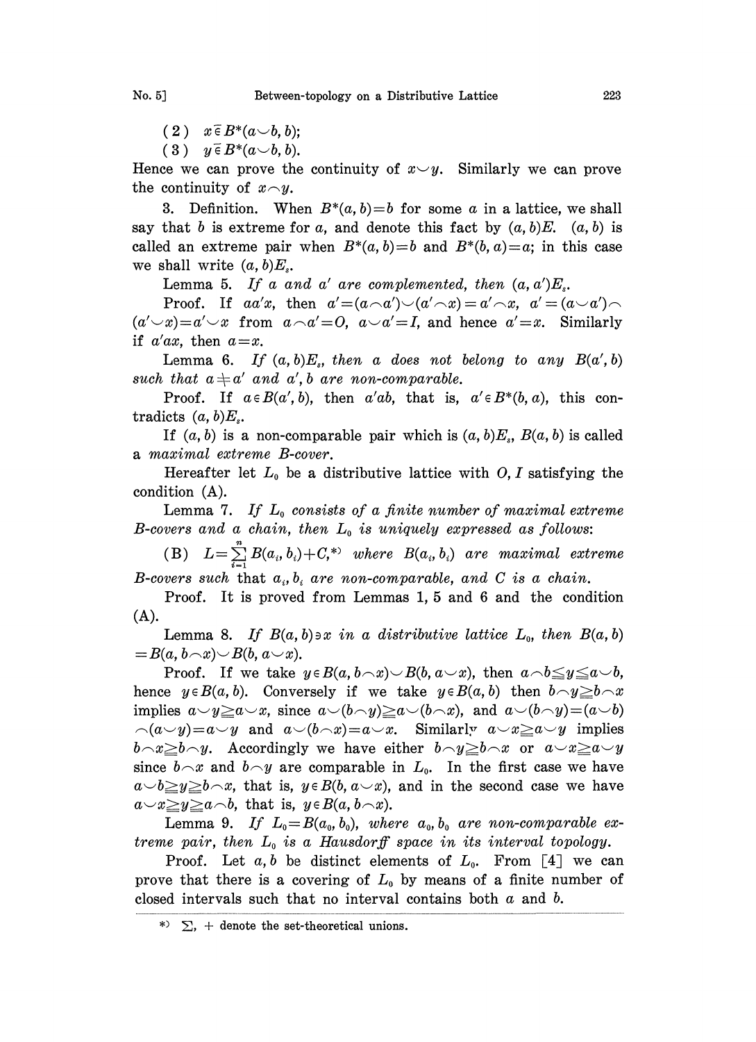(2) $x \bar{\in} B^*(a \smile b, b)$;

(3) $y \bar{\in} B^*(a \smile b, b)$.

Hence we can prove the continuity of $x \smile y$. Similarly we can prove the continuity of $x \frown y$.

3. Definition. When $B^*(a, b) = b$ for some $a$ in a lattice, we shall say that $b$ is extreme for $a$, and denote this fact by $(a, b)E$. $(a, b)$ is called an extreme pair when $B^*(a, b) = b$ and $B^*(b, a) = a$; in this case we shall write $(a, b)E_s$.

Lemma 5. *If $a$ and $a'$ are complemented, then $(a, a')E_s$.*

Proof. If $aa'x$, then $a' = (a \frown a') \smile (a' \frown x) = a' \frown x$, $a' = (a \smile a') \frown (a' \smile x) = a' \smile x$ from $a \frown a' = O$, $a \smile a' = I$, and hence $a' = x$. Similarly if $a'ax$, then $a = x$.

Lemma 6. *If $(a, b)E_s$, then $a$ does not belong to any $B(a', b)$ such that $a \neq a'$ and $a', b$ are non-comparable.*

Proof. If $a \in B(a', b)$, then $a'ab$, that is, $a' \in B^*(b, a)$, this contradicts $(a, b)E_s$.

If $(a, b)$ is a non-comparable pair which is $(a, b)E_s$, $B(a, b)$ is called a *maximal extreme B-cover*.

Hereafter let $L_0$ be a distributive lattice with $O, I$ satisfying the condition (A).

Lemma 7. *If $L_0$ consists of a finite number of maximal extreme B-covers and a chain, then $L_0$ is uniquely expressed as follows:*

(B) $L = \sum_{i=1}^{n} B(a_i, b_i) + C$,*) *where $B(a_i, b_i)$ are maximal extreme B-covers such that $a_i, b_i$ are non-comparable, and $C$ is a chain.*

Proof. It is proved from Lemmas 1, 5 and 6 and the condition (A).

Lemma 8. *If $B(a, b) \ni x$ in a distributive lattice $L_0$, then $B(a, b) = B(a, b \frown x) \smile B(b, a \smile x)$.*

Proof. If we take $y \in B(a, b \frown x) \smile B(b, a \smile x)$, then $a \frown b \leqq y \leqq a \smile b$, hence $y \in B(a, b)$. Conversely if we take $y \in B(a, b)$ then $b \frown y \geqq b \frown x$ implies $a \smile y \geqq a \smile x$, since $a \smile (b \frown y) \geqq a \smile (b \frown x)$, and $a \smile (b \frown y) = (a \smile b) \frown (a \smile y) = a \smile y$ and $a \smile (b \frown x) = a \smile x$. Similarly $a \smile x \geqq a \smile y$ implies $b \frown x \geqq b \frown y$. Accordingly we have either $b \frown y \geqq b \frown x$ or $a \smile x \geqq a \smile y$ since $b \frown x$ and $b \frown y$ are comparable in $L_0$. In the first case we have $a \smile b \geqq y \geqq b \frown x$, that is, $y \in B(b, a \smile x)$, and in the second case we have $a \smile x \geqq y \geqq a \frown b$, that is, $y \in B(a, b \frown x)$.

Lemma 9. *If $L_0 = B(a_0, b_0)$, where $a_0, b_0$ are non-comparable extreme pair, then $L_0$ is a Hausdorff space in its interval topology.*

Proof. Let $a, b$ be distinct elements of $L_0$. From [4] we can prove that there is a covering of $L_0$ by means of a finite number of closed intervals such that no interval contains both $a$ and $b$.

*) $\sum$, $+$ denote the set-theoretical unions.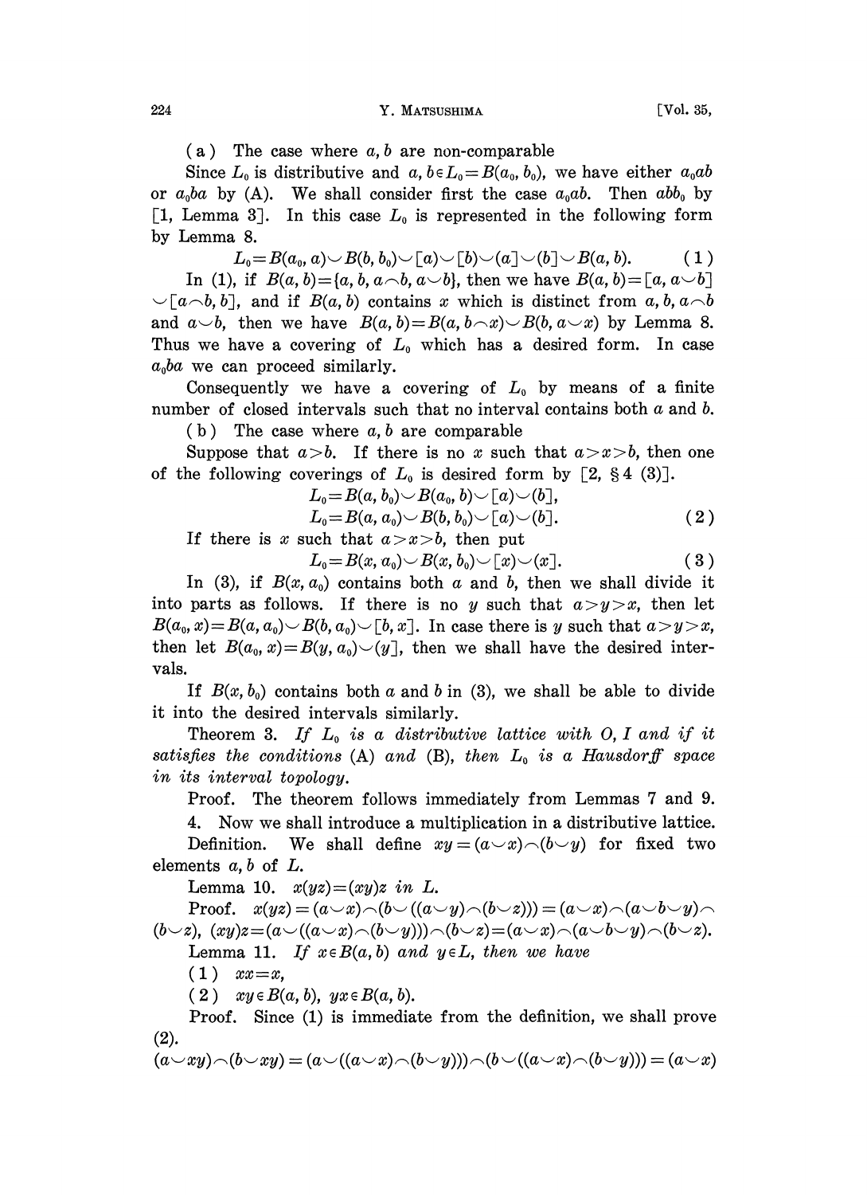(a) The case where $a, b$ are non-comparable

Since $L_0$ is distributive and $a, b \in L_0 = B(a_0, b_0)$, we have either $a_0ab$ or $a_0ba$ by (A). We shall consider first the case $a_0ab$. Then $abb_0$ by [1, Lemma 3]. In this case $L_0$ is represented in the following form by Lemma 8.

$$L_0 = B(a_0, a) \smile B(b, b_0) \smile [a) \smile [b) \smile (a] \smile (b] \smile B(a, b). \tag{1}$$

In (1), if $B(a, b) = \{a, b, a \frown b, a \smile b\}$, then we have $B(a, b) = [a, a \smile b] \smile [a \frown b, b]$, and if $B(a, b)$ contains $x$ which is distinct from $a, b, a \frown b$ and $a \smile b$, then we have $B(a, b) = B(a, b \frown x) \smile B(b, a \smile x)$ by Lemma 8. Thus we have a covering of $L_0$ which has a desired form. In case $a_0ba$ we can proceed similarly.

Consequently we have a covering of $L_0$ by means of a finite number of closed intervals such that no interval contains both $a$ and $b$.

(b) The case where $a, b$ are comparable

Suppose that $a > b$. If there is no $x$ such that $a > x > b$, then one of the following coverings of $L_0$ is desired form by [2, §4 (3)].

$$L_0 = B(a, b_0) \smile B(a_0, b) \smile [a) \smile (b],$$
$$L_0 = B(a, a_0) \smile B(b, b_0) \smile [a) \smile (b]. \tag{2}$$

If there is $x$ such that $a > x > b$, then put

$$L_0 = B(x, a_0) \smile B(x, b_0) \smile [x) \smile (x]. \tag{3}$$

In (3), if $B(x, a_0)$ contains both $a$ and $b$, then we shall divide it into parts as follows. If there is no $y$ such that $a > y > x$, then let $B(a_0, x) = B(a, a_0) \smile B(b, a_0) \smile [b, x]$. In case there is $y$ such that $a > y > x$, then let $B(a_0, x) = B(y, a_0) \smile (y]$, then we shall have the desired intervals.

If $B(x, b_0)$ contains both $a$ and $b$ in (3), we shall be able to divide it into the desired intervals similarly.

Theorem 3. *If $L_0$ is a distributive lattice with $O, I$ and if it satisfies the conditions* (A) *and* (B), *then $L_0$ is a Hausdorff space in its interval topology.*

Proof. The theorem follows immediately from Lemmas 7 and 9.

4. Now we shall introduce a multiplication in a distributive lattice.

Definition. We shall define $xy = (a \smile x) \frown (b \smile y)$ for fixed two elements $a, b$ of $L$.

Lemma 10. *$x(yz) = (xy)z$ in $L$.*

Proof. $x(yz) = (a \smile x) \frown (b \smile ((a \smile y) \frown (b \smile z))) = (a \smile x) \frown (a \smile b \smile y) \frown (b \smile z)$, $(xy)z = (a \smile ((a \smile x) \frown (b \smile y))) \frown (b \smile z) = (a \smile x) \frown (a \smile b \smile y) \frown (b \smile z)$.

Lemma 11. *If $x \in B(a, b)$ and $y \in L$, then we have*

(1) $xx = x$,

(2) $xy \in B(a, b)$, $yx \in B(a, b)$.

Proof. Since (1) is immediate from the definition, we shall prove (2).

$(a \smile xy) \frown (b \smile xy) = (a \smile ((a \smile x) \frown (b \smile y))) \frown (b \smile ((a \smile x) \frown (b \smile y))) = (a \smile x)$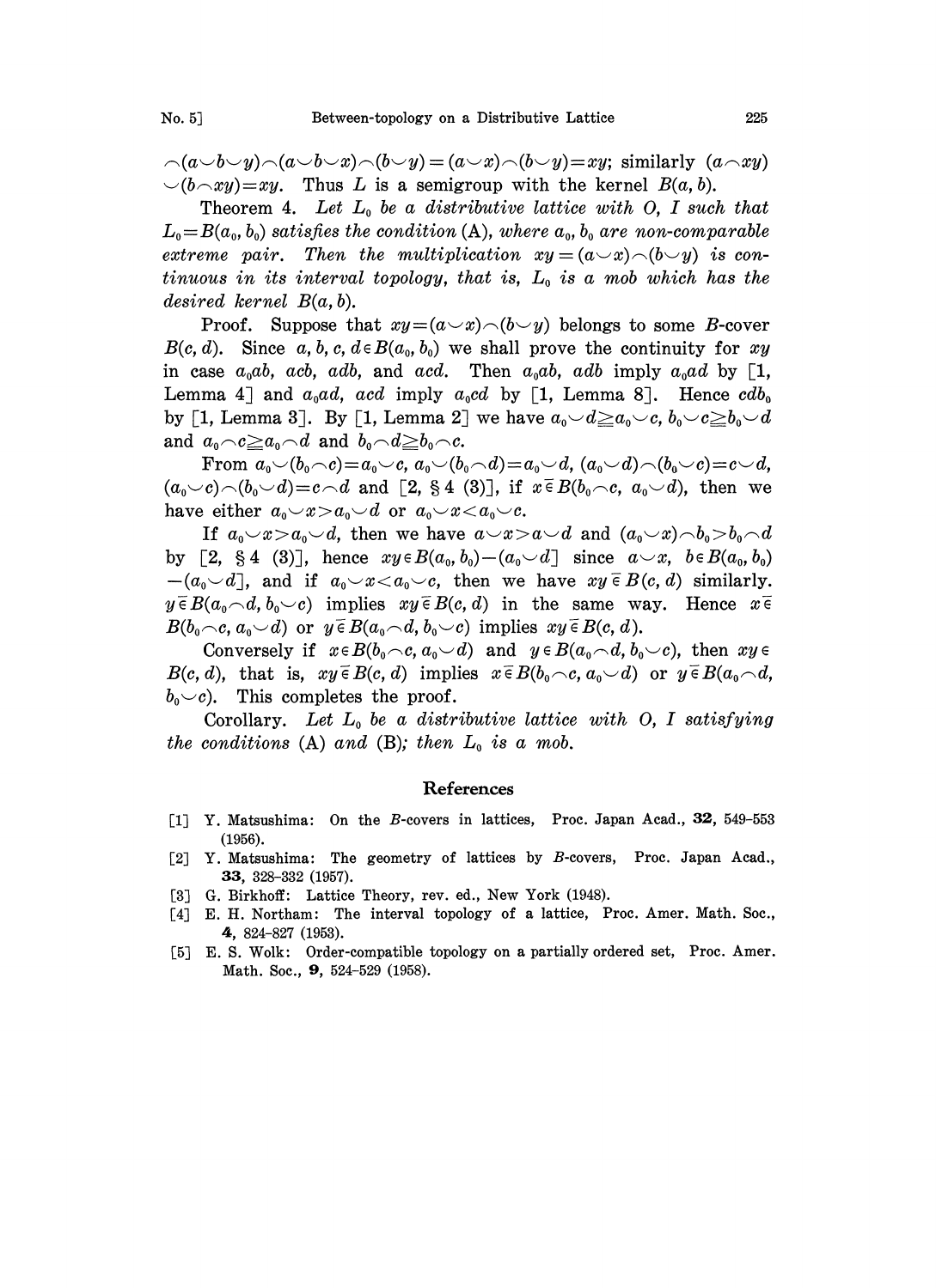$\frown(a\smile b\smile y)\frown(a\smile b\smile x)\frown(b\smile y)=(a\smile x)\frown(b\smile y)=xy$; similarly $(a\frown xy)\smile(b\frown xy)=xy$. Thus $L$ is a semigroup with the kernel $B(a,b)$.

Theorem 4. *Let $L_0$ be a distributive lattice with $O$, $I$ such that $L_0=B(a_0,b_0)$ satisfies the condition* (A), *where $a_0$, $b_0$ are non-comparable extreme pair. Then the multiplication $xy=(a\smile x)\frown(b\smile y)$ is continuous in its interval topology, that is, $L_0$ is a mob which has the desired kernel $B(a,b)$.*

Proof. Suppose that $xy=(a\smile x)\frown(b\smile y)$ belongs to some $B$-cover $B(c,d)$. Since $a,b,c,d\in B(a_0,b_0)$ we shall prove the continuity for $xy$ in case $a_0ab$, $acb$, $adb$, and $acd$. Then $a_0ab$, $adb$ imply $a_0ad$ by [1, Lemma 4] and $a_0ad$, $acd$ imply $a_0cd$ by [1, Lemma 8]. Hence $cdb_0$ by [1, Lemma 3]. By [1, Lemma 2] we have $a_0\smile d\geqq a_0\smile c$, $b_0\smile c\geqq b_0\smile d$ and $a_0\frown c\geqq a_0\frown d$ and $b_0\frown d\geqq b_0\frown c$.

From $a_0\smile(b_0\frown c)=a_0\smile c$, $a_0\smile(b_0\frown d)=a_0\smile d$, $(a_0\smile d)\frown(b_0\smile c)=c\smile d$, $(a_0\smile c)\frown(b_0\smile d)=c\frown d$ and [2, § 4 (3)], if $x\overline{\in}B(b_0\frown c, a_0\smile d)$, then we have either $a_0\smile x>a_0\smile d$ or $a_0\smile x<a_0\smile c$.

If $a_0\smile x>a_0\smile d$, then we have $a\smile x>a\smile d$ and $(a_0\smile x)\frown b_0>b_0\frown d$ by [2, § 4 (3)], hence $xy\in B(a_0,b_0)-(a_0\smile d]$ since $a\smile x$, $b\in B(a_0,b_0)-(a_0\smile d]$, and if $a_0\smile x<a_0\smile c$, then we have $xy\overline{\in}B(c,d)$ similarly. $y\overline{\in}B(a_0\frown d, b_0\smile c)$ implies $xy\overline{\in}B(c,d)$ in the same way. Hence $x\overline{\in}B(b_0\frown c, a_0\smile d)$ or $y\overline{\in}B(a_0\frown d, b_0\smile c)$ implies $xy\overline{\in}B(c,d)$.

Conversely if $x\in B(b_0\frown c, a_0\smile d)$ and $y\in B(a_0\frown d, b_0\smile c)$, then $xy\in B(c,d)$, that is, $xy\overline{\in}B(c,d)$ implies $x\overline{\in}B(b_0\frown c, a_0\smile d)$ or $y\overline{\in}B(a_0\frown d, b_0\smile c)$. This completes the proof.

Corollary. *Let $L_0$ be a distributive lattice with $O$, $I$ satisfying the conditions* (A) *and* (B); *then $L_0$ is a mob.*

## References

[1] Y. Matsushima: On the $B$-covers in lattices, Proc. Japan Acad., **32**, 549-553 (1956).

[2] Y. Matsushima: The geometry of lattices by $B$-covers, Proc. Japan Acad., **33**, 328-332 (1957).

[3] G. Birkhoff: Lattice Theory, rev. ed., New York (1948).

[4] E. H. Northam: The interval topology of a lattice, Proc. Amer. Math. Soc., **4**, 824-827 (1953).

[5] E. S. Wolk: Order-compatible topology on a partially ordered set, Proc. Amer. Math. Soc., **9**, 524-529 (1958).